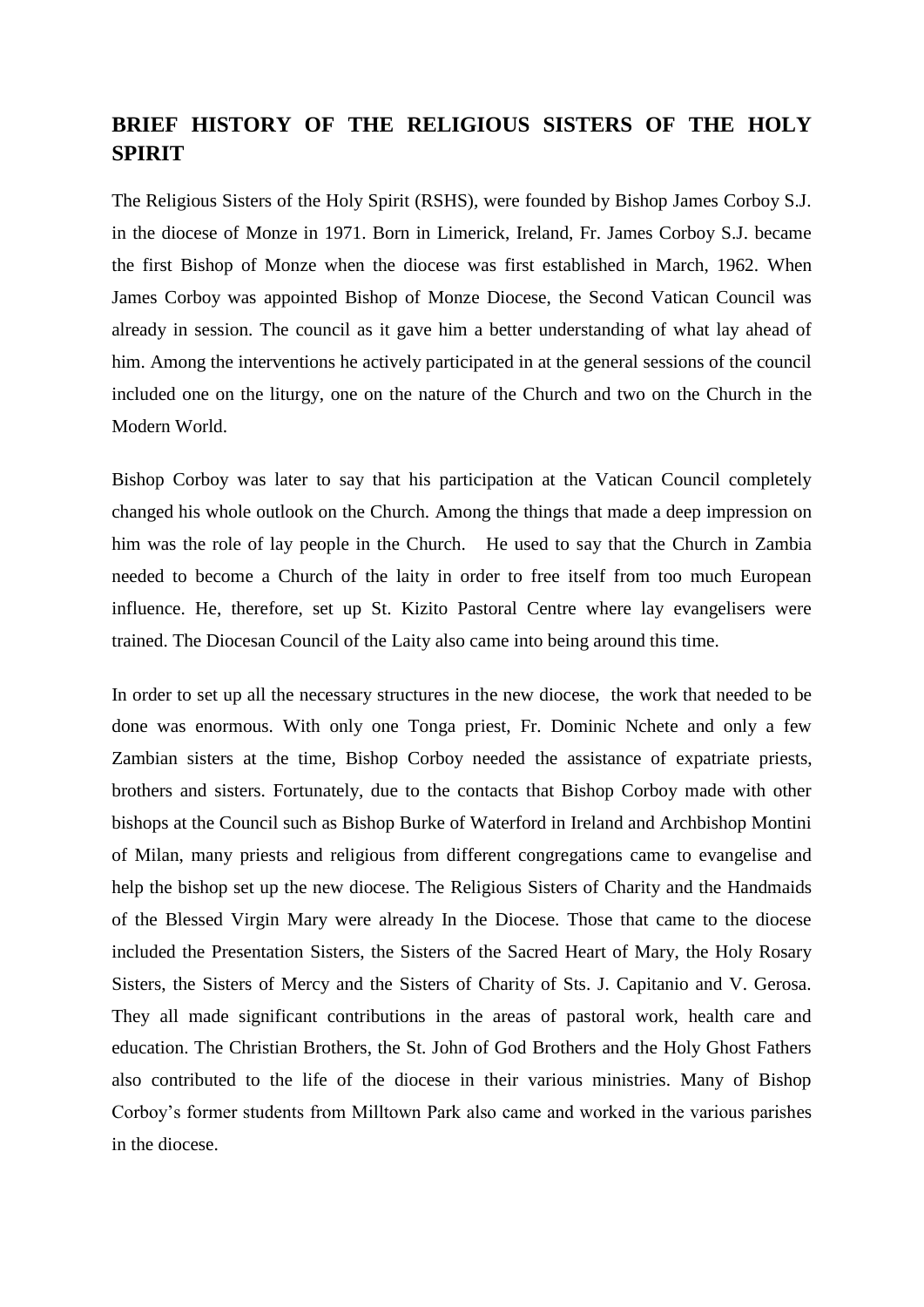## BRIEF HISTORY OF THE RELIGIOUS SISTERS OF THE HOLY SPIRIT

The Religious Sisters of the Holy Spirit (RSHS), were founded by Bishop James Corboy S.J. in the diocese of Monze in 1971. Born in Limerick, Ireland, Fr. James Corboy S.J. became the first Bishop of Monze when the diocese was first established in March, 1962. When James Corboy was appointed Bishop of Monze Diocese, the Second Vatican Council was already in session. The council as it gave him a better understanding of what lay ahead of him. Among the interventions he actively participated in at the general sessions of the council included one on the liturgy, one on the nature of the Church and two on the Church in the Modern World.

Bishop Corboy was later to say that his participation at the Vatican Council completely changed his whole outlook on the Church. Among the things that made a deep impression on him was the role of lay people in the Church. He used to say that the Church in Zambia needed to become a Church of the laity in order to free itself from too much European influence. He, therefore, set up St. Kizito Pastoral Centre where lay evangelisers were trained. The Diocesan Council of the Laity also came into being around this time.

In order to set up all the necessary structures in the new diocese, the work that needed to be done was enormous. With only one Tonga priest, Fr. Dominic Nchete and only a few Zambian sisters at the time, Bishop Corboy needed the assistance of expatriate priests, brothers and sisters. Fortunately, due to the contacts that Bishop Corboy made with other bishops at the Council such as Bishop Burke of Waterford in Ireland and Archbishop Montini of Milan, many priests and religious from different congregations came to evangelise and help the bishop set up the new diocese. The Religious Sisters of Charity and the Handmaids of the Blessed Virgin Mary were already In the Diocese. Those that came to the diocese included the Presentation Sisters, the Sisters of the Sacred Heart of Mary, the Holy Rosary Sisters, the Sisters of Mercy and the Sisters of Charity of Sts. J. Capitanio and V. Gerosa. They all made significant contributions in the areas of pastoral work, health care and education. The Christian Brothers, the St. John of God Brothers and the Holy Ghost Fathers also contributed to the life of the diocese in their various ministries. Many of Bishop Corboy's former students from Milltown Park also came and worked in the various parishes in the diocese.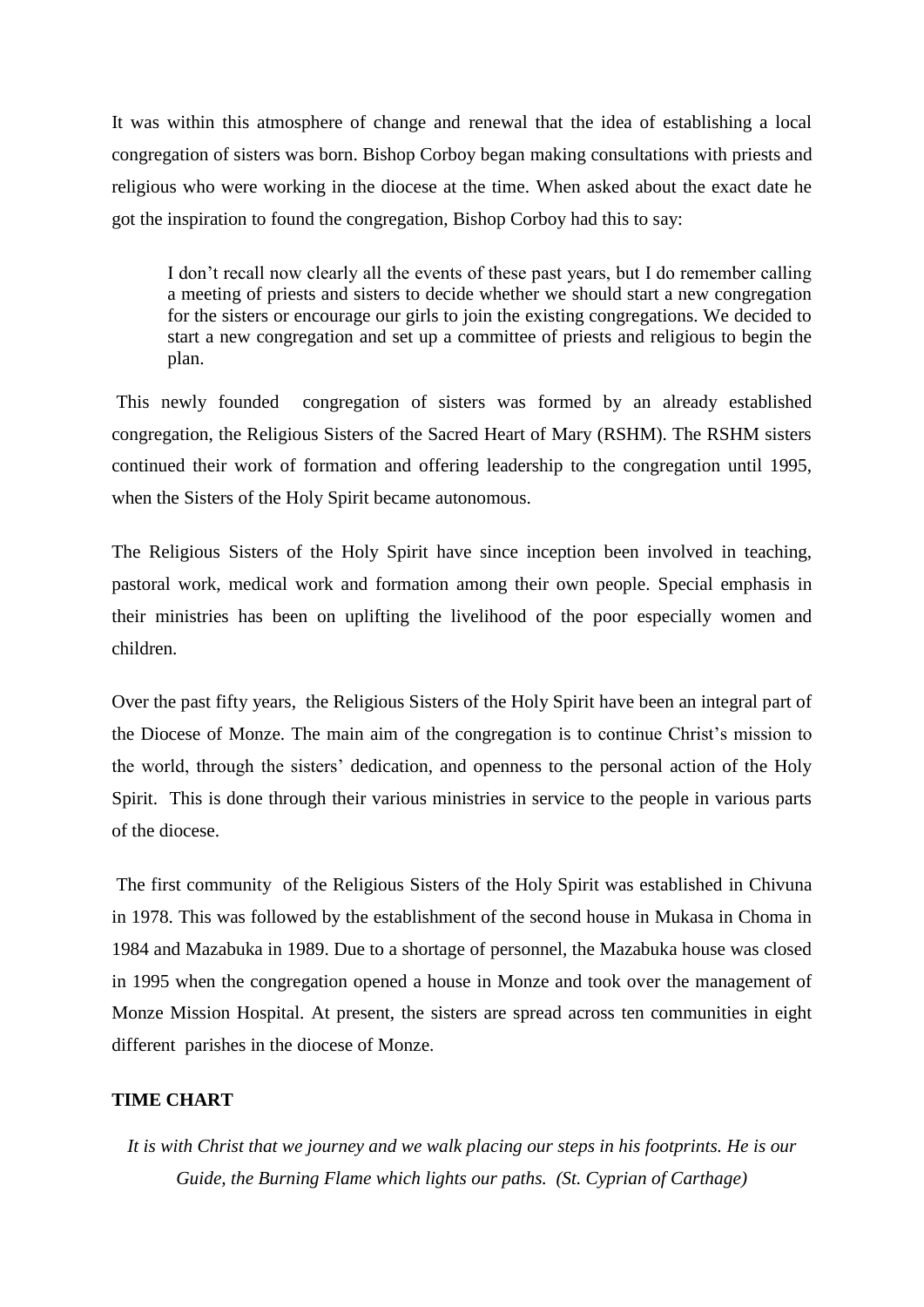It was within this atmosphere of change and renewal that the idea of establishing a local congregation of sisters was born. Bishop Corboy began making consultations with priests and religious who were working in the diocese at the time. When asked about the exact date he got the inspiration to found the congregation, Bishop Corboy had this to say:

> I don't recall now clearly all the events of these past years, but I do remember calling a meeting of priests and sisters to decide whether we should start a new congregation for the sisters or encourage our girls to join the existing congregations. We decided to start a new congregation and set up a committee of priests and religious to begin the plan.

This newly founded congregation of sisters was formed by an already established congregation, the Religious Sisters of the Sacred Heart of Mary (RSHM). The RSHM sisters continued their work of formation and offering leadership to the congregation until 1995, when the Sisters of the Holy Spirit became autonomous.

The Religious Sisters of the Holy Spirit have since inception been involved in teaching, pastoral work, medical work and formation among their own people. Special emphasis in their ministries has been on uplifting the livelihood of the poor especially women and children.

Over the past fifty years, the Religious Sisters of the Holy Spirit have been an integral part of the Diocese of Monze. The main aim of the congregation is to continue Christ's mission to the world, through the sisters' dedication, and openness to the personal action of the Holy Spirit. This is done through their various ministries in service to the people in various parts of the diocese.

The first community of the Religious Sisters of the Holy Spirit was established in Chivuna in 1978. This was followed by the establishment of the second house in Mukasa in Choma in 1984 and Mazabuka in 1989. Due to a shortage of personnel, the Mazabuka house was closed in 1995 when the congregation opened a house in Monze and took over the management of Monze Mission Hospital. At present, the sisters are spread across ten communities in eight different parishes in the diocese of Monze.

**TIME CHART**

*It is with Christ that we journey and we walk placing our steps in his footprints. He is our Guide, the Burning Flame which lights our paths. (St. Cyprian of Carthage)*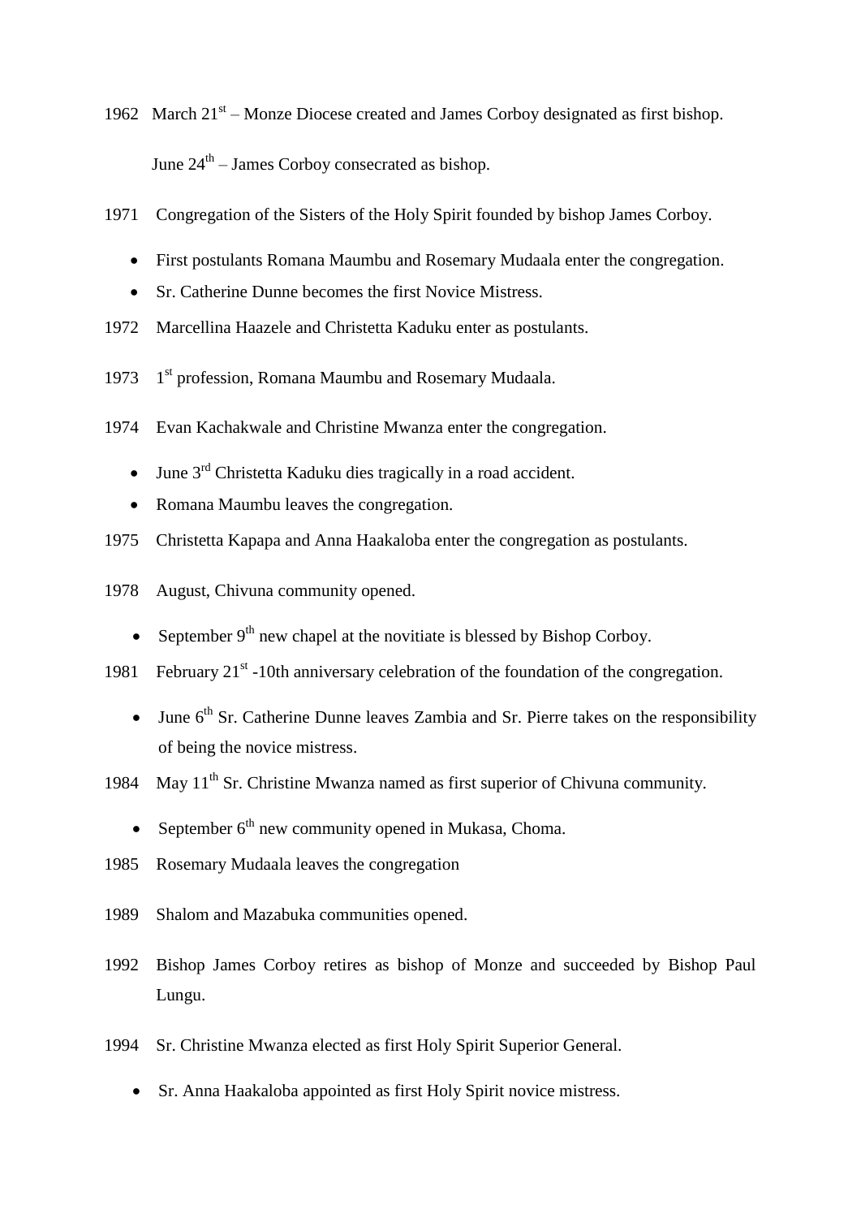1962 March 21st – Monze Diocese created and James Corboy designated as first bishop.

June 24th – James Corboy consecrated as bishop.

1971 Congregation of the Sisters of the Holy Spirit founded by bishop James Corboy.

- First postulants Romana Maumbu and Rosemary Mudaala enter the congregation.
- Sr. Catherine Dunne becomes the first Novice Mistress.

1972 Marcellina Haazele and Christetta Kaduku enter as postulants.

1973 1st profession, Romana Maumbu and Rosemary Mudaala.

1974 Evan Kachakwale and Christine Mwanza enter the congregation.

- June 3rd Christetta Kaduku dies tragically in a road accident.
- Romana Maumbu leaves the congregation.

1975 Christetta Kapapa and Anna Haakaloba enter the congregation as postulants.

1978 August, Chivuna community opened.

- September 9th new chapel at the novitiate is blessed by Bishop Corboy.

1981 February 21st -10th anniversary celebration of the foundation of the congregation.

- June 6th Sr. Catherine Dunne leaves Zambia and Sr. Pierre takes on the responsibility of being the novice mistress.

1984 May 11th Sr. Christine Mwanza named as first superior of Chivuna community.

- September 6th new community opened in Mukasa, Choma.

1985 Rosemary Mudaala leaves the congregation

1989 Shalom and Mazabuka communities opened.

1992 Bishop James Corboy retires as bishop of Monze and succeeded by Bishop Paul Lungu.

1994 Sr. Christine Mwanza elected as first Holy Spirit Superior General.

- Sr. Anna Haakaloba appointed as first Holy Spirit novice mistress.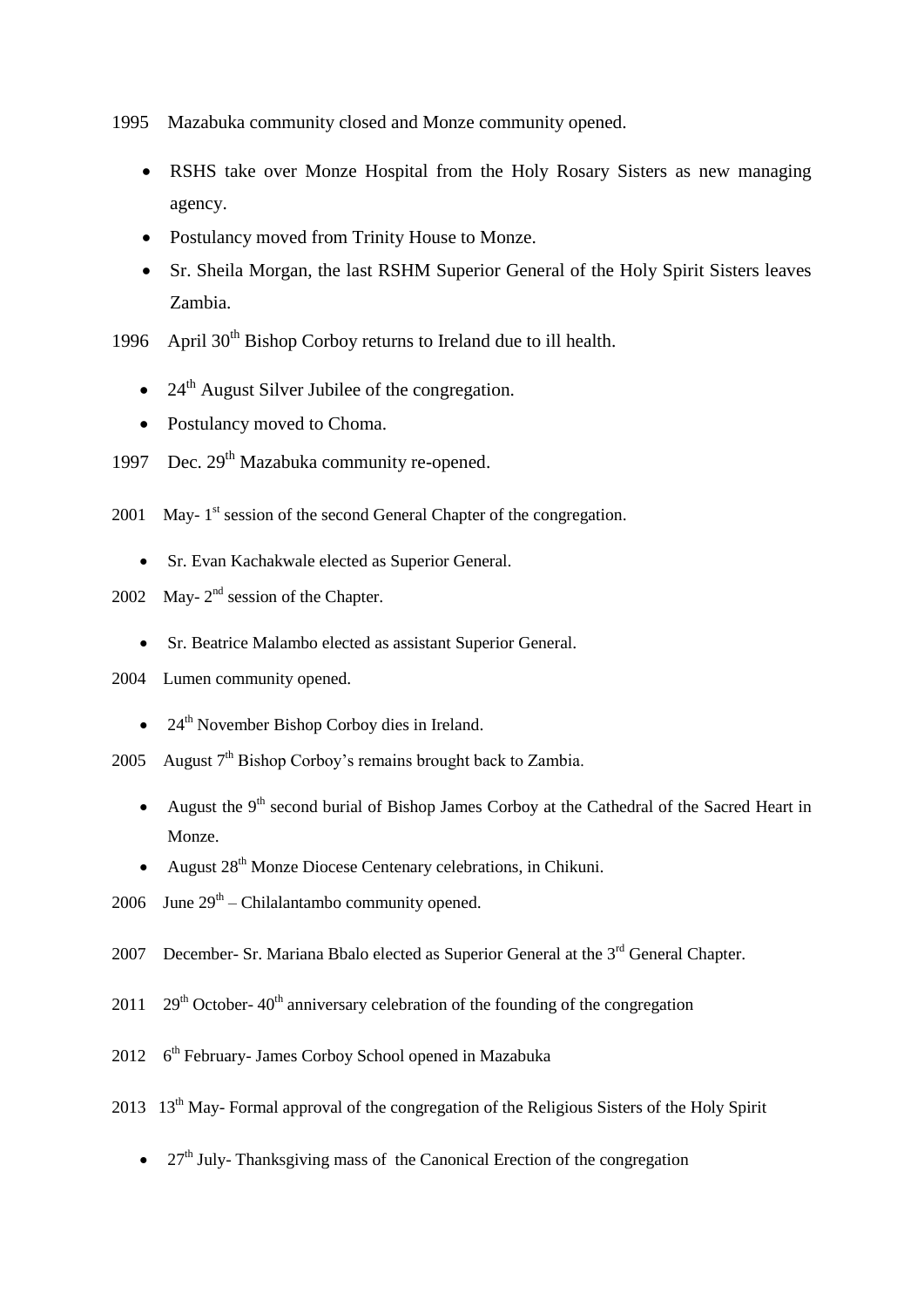1995 Mazabuka community closed and Monze community opened.

- RSHS take over Monze Hospital from the Holy Rosary Sisters as new managing agency.
- Postulancy moved from Trinity House to Monze.
- Sr. Sheila Morgan, the last RSHM Superior General of the Holy Spirit Sisters leaves Zambia.

1996 April 30th Bishop Corboy returns to Ireland due to ill health.

- 24th August Silver Jubilee of the congregation.
- Postulancy moved to Choma.

1997 Dec. 29th Mazabuka community re-opened.

2001 May- 1st session of the second General Chapter of the congregation.

- Sr. Evan Kachakwale elected as Superior General.

2002 May- 2nd session of the Chapter.

- Sr. Beatrice Malambo elected as assistant Superior General.

2004 Lumen community opened.

- 24th November Bishop Corboy dies in Ireland.

2005 August 7th Bishop Corboy's remains brought back to Zambia.

- August the 9th second burial of Bishop James Corboy at the Cathedral of the Sacred Heart in Monze.
- August 28th Monze Diocese Centenary celebrations, in Chikuni.

2006 June 29th – Chilalantambo community opened.

2007 December- Sr. Mariana Bbalo elected as Superior General at the 3rd General Chapter.

2011 29th October- 40th anniversary celebration of the founding of the congregation

2012 6th February- James Corboy School opened in Mazabuka

2013 13th May- Formal approval of the congregation of the Religious Sisters of the Holy Spirit

- 27th July- Thanksgiving mass of the Canonical Erection of the congregation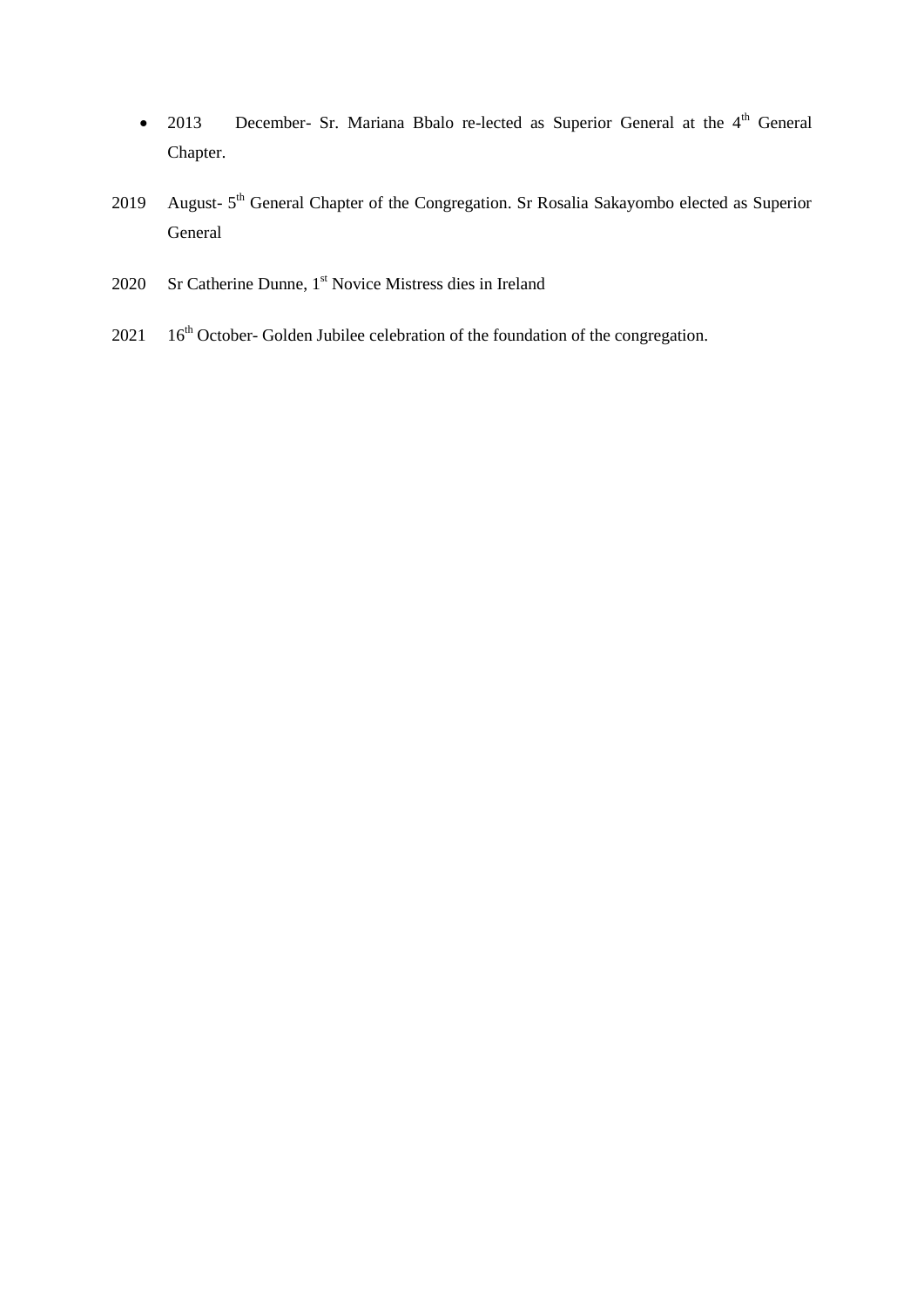- 2013 December- Sr. Mariana Bbalo re-lected as Superior General at the 4th General Chapter.

2019 August- 5th General Chapter of the Congregation. Sr Rosalia Sakayombo elected as Superior General

2020 Sr Catherine Dunne, 1st Novice Mistress dies in Ireland

2021 16th October- Golden Jubilee celebration of the foundation of the congregation.